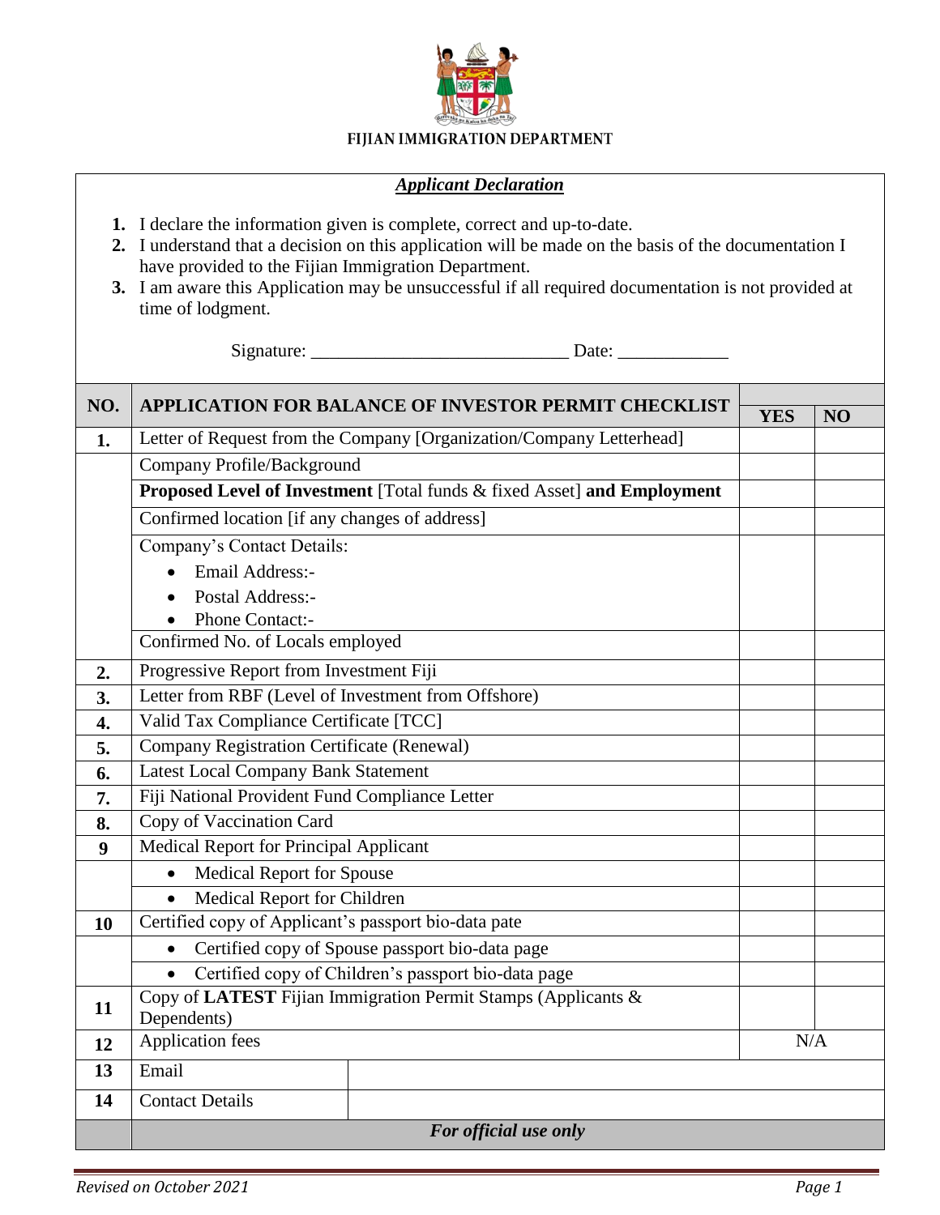FIJIAN IMMIGRATION DEPARTMENT

***Applicant Declaration***

1. I declare the information given is complete, correct and up-to-date.
2. I understand that a decision on this application will be made on the basis of the documentation I have provided to the Fijian Immigration Department.
3. I am aware this Application may be unsuccessful if all required documentation is not provided at time of lodgment.

Signature: ___________________________ Date: ___________

| NO. | APPLICATION FOR BALANCE OF INVESTOR PERMIT CHECKLIST | YES | NO |
|---|---|---|---|
| 1. | Letter of Request from the Company [Organization/Company Letterhead] | | |
| | Company Profile/Background | | |
| | **Proposed Level of Investment** [Total funds & fixed Asset] **and Employment** | | |
| | Confirmed location [if any changes of address] | | |
| | Company's Contact Details:<br>• Email Address:-<br>• Postal Address:-<br>• Phone Contact:- | | |
| | Confirmed No. of Locals employed | | |
| 2. | Progressive Report from Investment Fiji | | |
| 3. | Letter from RBF (Level of Investment from Offshore) | | |
| 4. | Valid Tax Compliance Certificate [TCC] | | |
| 5. | Company Registration Certificate (Renewal) | | |
| 6. | Latest Local Company Bank Statement | | |
| 7. | Fiji National Provident Fund Compliance Letter | | |
| 8. | Copy of Vaccination Card | | |
| 9 | Medical Report for Principal Applicant | | |
| | • Medical Report for Spouse | | |
| | • Medical Report for Children | | |
| 10 | Certified copy of Applicant's passport bio-data pate | | |
| | • Certified copy of Spouse passport bio-data page | | |
| | • Certified copy of Children's passport bio-data page | | |
| 11 | Copy of **LATEST** Fijian Immigration Permit Stamps (Applicants & Dependents) | | |
| 12 | Application fees | N/A | |
| 13 | Email | | |
| 14 | Contact Details | | |
| | ***For official use only*** | | |

*Revised on October 2021*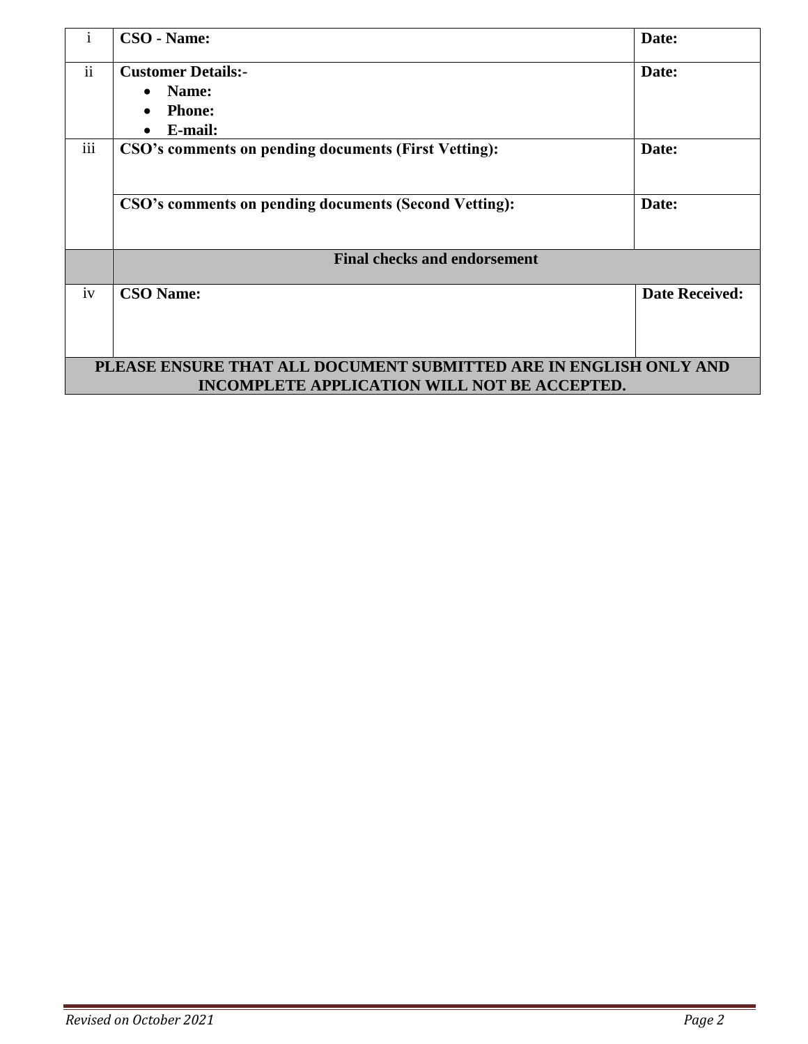| | | |
|---|---|---|
| i | **CSO - Name:** | **Date:** |
| ii | **Customer Details:-**<br>• **Name:**<br>• **Phone:**<br>• **E-mail:** | **Date:** |
| iii | **CSO's comments on pending documents (First Vetting):** | **Date:** |
| | **CSO's comments on pending documents (Second Vetting):** | **Date:** |
| | **Final checks and endorsement** | |
| iv | **CSO Name:** | **Date Received:** |
| **PLEASE ENSURE THAT ALL DOCUMENT SUBMITTED ARE IN ENGLISH ONLY AND INCOMPLETE APPLICATION WILL NOT BE ACCEPTED.** | | |

*Revised on October 2021*